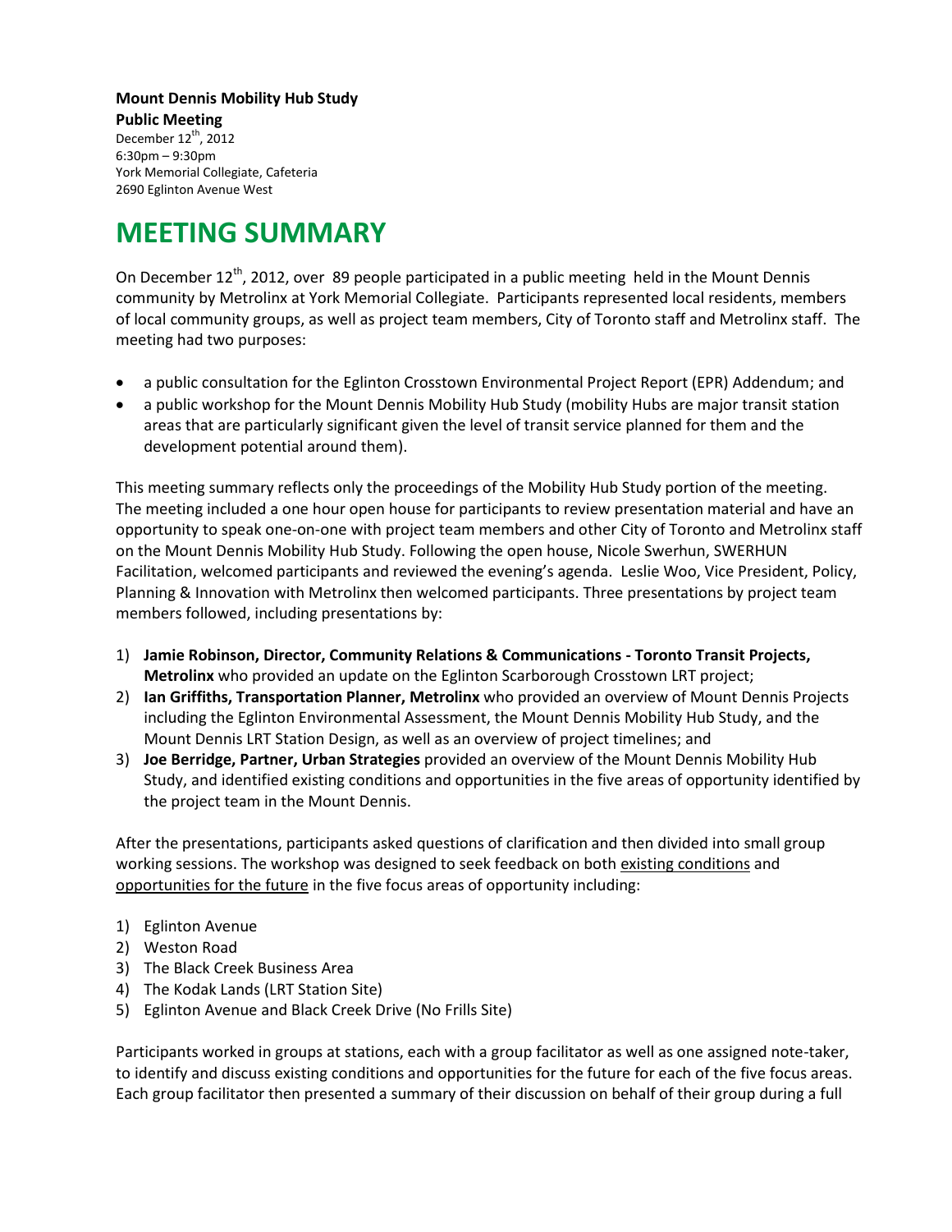**Mount Dennis Mobility Hub Study**
**Public Meeting**
December 12th, 2012
6:30pm – 9:30pm
York Memorial Collegiate, Cafeteria
2690 Eglinton Avenue West

# MEETING SUMMARY

On December 12th, 2012, over 89 people participated in a public meeting held in the Mount Dennis community by Metrolinx at York Memorial Collegiate. Participants represented local residents, members of local community groups, as well as project team members, City of Toronto staff and Metrolinx staff. The meeting had two purposes:

- a public consultation for the Eglinton Crosstown Environmental Project Report (EPR) Addendum; and
- a public workshop for the Mount Dennis Mobility Hub Study (mobility Hubs are major transit station areas that are particularly significant given the level of transit service planned for them and the development potential around them).

This meeting summary reflects only the proceedings of the Mobility Hub Study portion of the meeting. The meeting included a one hour open house for participants to review presentation material and have an opportunity to speak one-on-one with project team members and other City of Toronto and Metrolinx staff on the Mount Dennis Mobility Hub Study. Following the open house, Nicole Swerhun, SWERHUN Facilitation, welcomed participants and reviewed the evening's agenda. Leslie Woo, Vice President, Policy, Planning & Innovation with Metrolinx then welcomed participants. Three presentations by project team members followed, including presentations by:

1) **Jamie Robinson, Director, Community Relations & Communications - Toronto Transit Projects, Metrolinx** who provided an update on the Eglinton Scarborough Crosstown LRT project;
2) **Ian Griffiths, Transportation Planner, Metrolinx** who provided an overview of Mount Dennis Projects including the Eglinton Environmental Assessment, the Mount Dennis Mobility Hub Study, and the Mount Dennis LRT Station Design, as well as an overview of project timelines; and
3) **Joe Berridge, Partner, Urban Strategies** provided an overview of the Mount Dennis Mobility Hub Study, and identified existing conditions and opportunities in the five areas of opportunity identified by the project team in the Mount Dennis.

After the presentations, participants asked questions of clarification and then divided into small group working sessions. The workshop was designed to seek feedback on both existing conditions and opportunities for the future in the five focus areas of opportunity including:

1) Eglinton Avenue
2) Weston Road
3) The Black Creek Business Area
4) The Kodak Lands (LRT Station Site)
5) Eglinton Avenue and Black Creek Drive (No Frills Site)

Participants worked in groups at stations, each with a group facilitator as well as one assigned note-taker, to identify and discuss existing conditions and opportunities for the future for each of the five focus areas. Each group facilitator then presented a summary of their discussion on behalf of their group during a full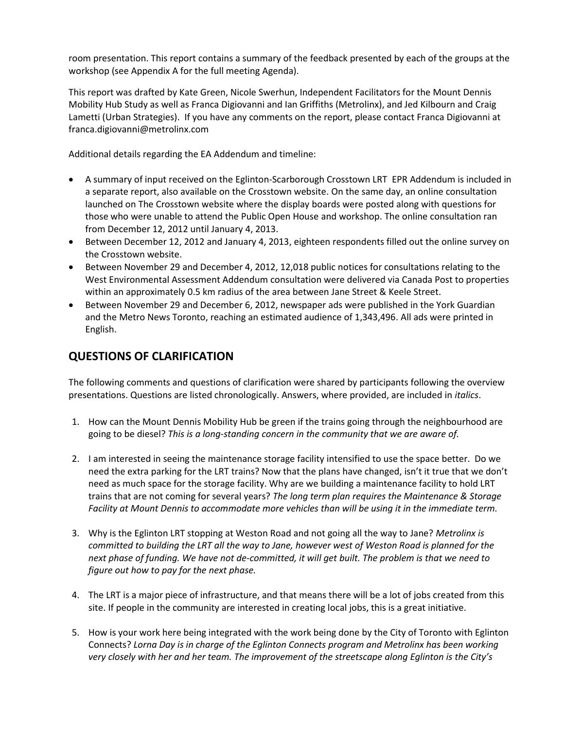room presentation. This report contains a summary of the feedback presented by each of the groups at the workshop (see Appendix A for the full meeting Agenda).

This report was drafted by Kate Green, Nicole Swerhun, Independent Facilitators for the Mount Dennis Mobility Hub Study as well as Franca Digiovanni and Ian Griffiths (Metrolinx), and Jed Kilbourn and Craig Lametti (Urban Strategies). If you have any comments on the report, please contact Franca Digiovanni at franca.digiovanni@metrolinx.com

Additional details regarding the EA Addendum and timeline:

- A summary of input received on the Eglinton-Scarborough Crosstown LRT EPR Addendum is included in a separate report, also available on the Crosstown website. On the same day, an online consultation launched on The Crosstown website where the display boards were posted along with questions for those who were unable to attend the Public Open House and workshop. The online consultation ran from December 12, 2012 until January 4, 2013.
- Between December 12, 2012 and January 4, 2013, eighteen respondents filled out the online survey on the Crosstown website.
- Between November 29 and December 4, 2012, 12,018 public notices for consultations relating to the West Environmental Assessment Addendum consultation were delivered via Canada Post to properties within an approximately 0.5 km radius of the area between Jane Street & Keele Street.
- Between November 29 and December 6, 2012, newspaper ads were published in the York Guardian and the Metro News Toronto, reaching an estimated audience of 1,343,496. All ads were printed in English.

## QUESTIONS OF CLARIFICATION

The following comments and questions of clarification were shared by participants following the overview presentations. Questions are listed chronologically. Answers, where provided, are included in *italics*.

1. How can the Mount Dennis Mobility Hub be green if the trains going through the neighbourhood are going to be diesel? *This is a long-standing concern in the community that we are aware of.*

2. I am interested in seeing the maintenance storage facility intensified to use the space better. Do we need the extra parking for the LRT trains? Now that the plans have changed, isn't it true that we don't need as much space for the storage facility. Why are we building a maintenance facility to hold LRT trains that are not coming for several years? *The long term plan requires the Maintenance & Storage Facility at Mount Dennis to accommodate more vehicles than will be using it in the immediate term.*

3. Why is the Eglinton LRT stopping at Weston Road and not going all the way to Jane? *Metrolinx is committed to building the LRT all the way to Jane, however west of Weston Road is planned for the next phase of funding. We have not de-committed, it will get built. The problem is that we need to figure out how to pay for the next phase.*

4. The LRT is a major piece of infrastructure, and that means there will be a lot of jobs created from this site. If people in the community are interested in creating local jobs, this is a great initiative.

5. How is your work here being integrated with the work being done by the City of Toronto with Eglinton Connects? *Lorna Day is in charge of the Eglinton Connects program and Metrolinx has been working very closely with her and her team. The improvement of the streetscape along Eglinton is the City's*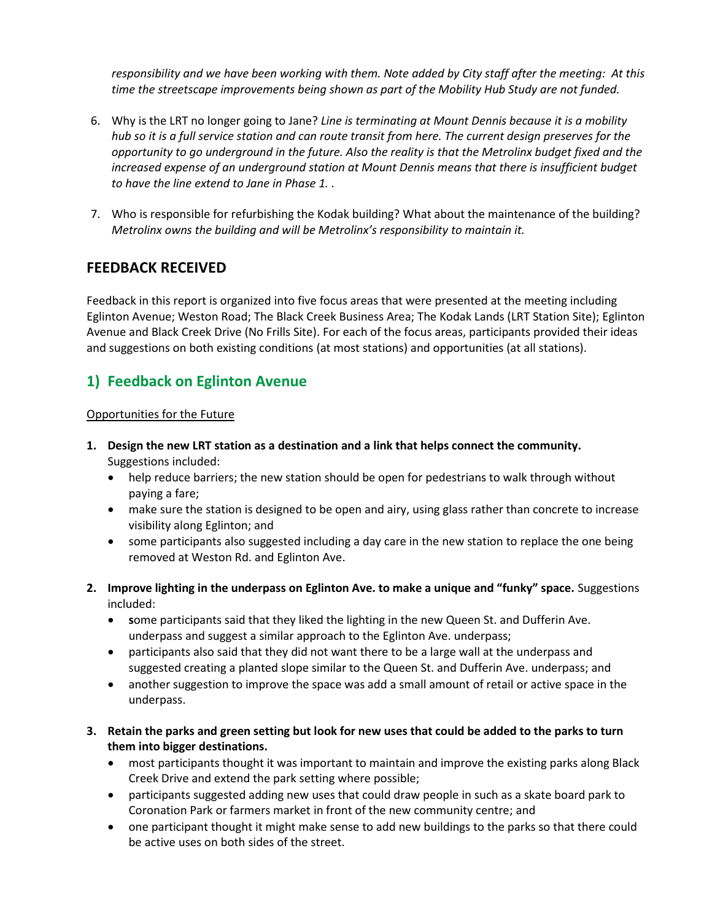*responsibility and we have been working with them. Note added by City staff after the meeting: At this time the streetscape improvements being shown as part of the Mobility Hub Study are not funded.*

6. Why is the LRT no longer going to Jane? *Line is terminating at Mount Dennis because it is a mobility hub so it is a full service station and can route transit from here. The current design preserves for the opportunity to go underground in the future. Also the reality is that the Metrolinx budget fixed and the increased expense of an underground station at Mount Dennis means that there is insufficient budget to have the line extend to Jane in Phase 1. .*

7. Who is responsible for refurbishing the Kodak building? What about the maintenance of the building? *Metrolinx owns the building and will be Metrolinx's responsibility to maintain it.*

## FEEDBACK RECEIVED

Feedback in this report is organized into five focus areas that were presented at the meeting including Eglinton Avenue; Weston Road; The Black Creek Business Area; The Kodak Lands (LRT Station Site); Eglinton Avenue and Black Creek Drive (No Frills Site). For each of the focus areas, participants provided their ideas and suggestions on both existing conditions (at most stations) and opportunities (at all stations).

## 1) Feedback on Eglinton Avenue

Opportunities for the Future

1. **Design the new LRT station as a destination and a link that helps connect the community.** Suggestions included:
   - help reduce barriers; the new station should be open for pedestrians to walk through without paying a fare;
   - make sure the station is designed to be open and airy, using glass rather than concrete to increase visibility along Eglinton; and
   - some participants also suggested including a day care in the new station to replace the one being removed at Weston Rd. and Eglinton Ave.

2. **Improve lighting in the underpass on Eglinton Ave. to make a unique and "funky" space.** Suggestions included:
   - **s**ome participants said that they liked the lighting in the new Queen St. and Dufferin Ave. underpass and suggest a similar approach to the Eglinton Ave. underpass;
   - participants also said that they did not want there to be a large wall at the underpass and suggested creating a planted slope similar to the Queen St. and Dufferin Ave. underpass; and
   - another suggestion to improve the space was add a small amount of retail or active space in the underpass.

3. **Retain the parks and green setting but look for new uses that could be added to the parks to turn them into bigger destinations.**
   - most participants thought it was important to maintain and improve the existing parks along Black Creek Drive and extend the park setting where possible;
   - participants suggested adding new uses that could draw people in such as a skate board park to Coronation Park or farmers market in front of the new community centre; and
   - one participant thought it might make sense to add new buildings to the parks so that there could be active uses on both sides of the street.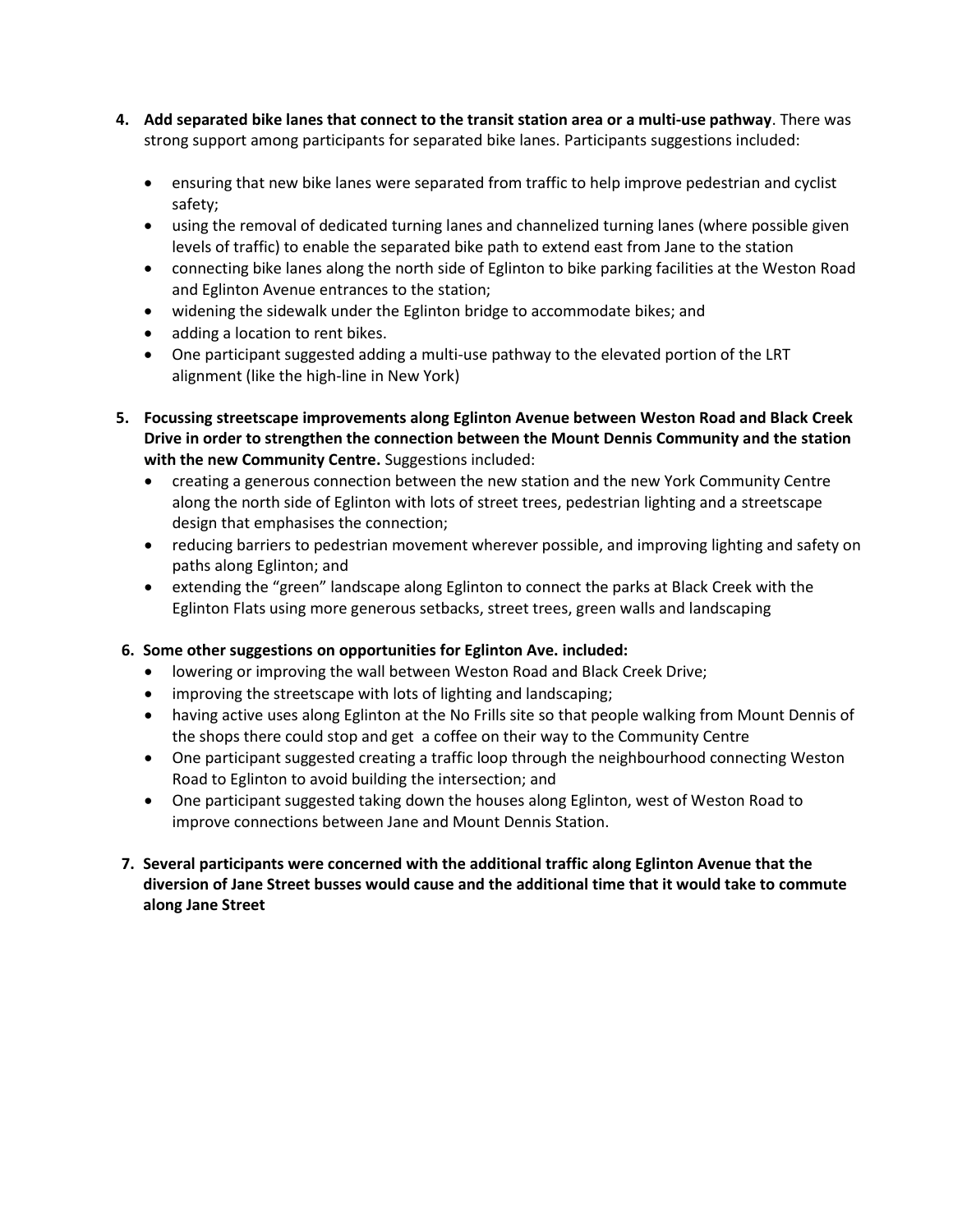4. **Add separated bike lanes that connect to the transit station area or a multi-use pathway**. There was strong support among participants for separated bike lanes. Participants suggestions included:

    - ensuring that new bike lanes were separated from traffic to help improve pedestrian and cyclist safety;
    - using the removal of dedicated turning lanes and channelized turning lanes (where possible given levels of traffic) to enable the separated bike path to extend east from Jane to the station
    - connecting bike lanes along the north side of Eglinton to bike parking facilities at the Weston Road and Eglinton Avenue entrances to the station;
    - widening the sidewalk under the Eglinton bridge to accommodate bikes; and
    - adding a location to rent bikes.
    - One participant suggested adding a multi-use pathway to the elevated portion of the LRT alignment (like the high-line in New York)

5. **Focussing streetscape improvements along Eglinton Avenue between Weston Road and Black Creek Drive in order to strengthen the connection between the Mount Dennis Community and the station with the new Community Centre.** Suggestions included:
    - creating a generous connection between the new station and the new York Community Centre along the north side of Eglinton with lots of street trees, pedestrian lighting and a streetscape design that emphasises the connection;
    - reducing barriers to pedestrian movement wherever possible, and improving lighting and safety on paths along Eglinton; and
    - extending the "green" landscape along Eglinton to connect the parks at Black Creek with the Eglinton Flats using more generous setbacks, street trees, green walls and landscaping

6. **Some other suggestions on opportunities for Eglinton Ave. included:**
    - lowering or improving the wall between Weston Road and Black Creek Drive;
    - improving the streetscape with lots of lighting and landscaping;
    - having active uses along Eglinton at the No Frills site so that people walking from Mount Dennis of the shops there could stop and get a coffee on their way to the Community Centre
    - One participant suggested creating a traffic loop through the neighbourhood connecting Weston Road to Eglinton to avoid building the intersection; and
    - One participant suggested taking down the houses along Eglinton, west of Weston Road to improve connections between Jane and Mount Dennis Station.

7. **Several participants were concerned with the additional traffic along Eglinton Avenue that the diversion of Jane Street busses would cause and the additional time that it would take to commute along Jane Street**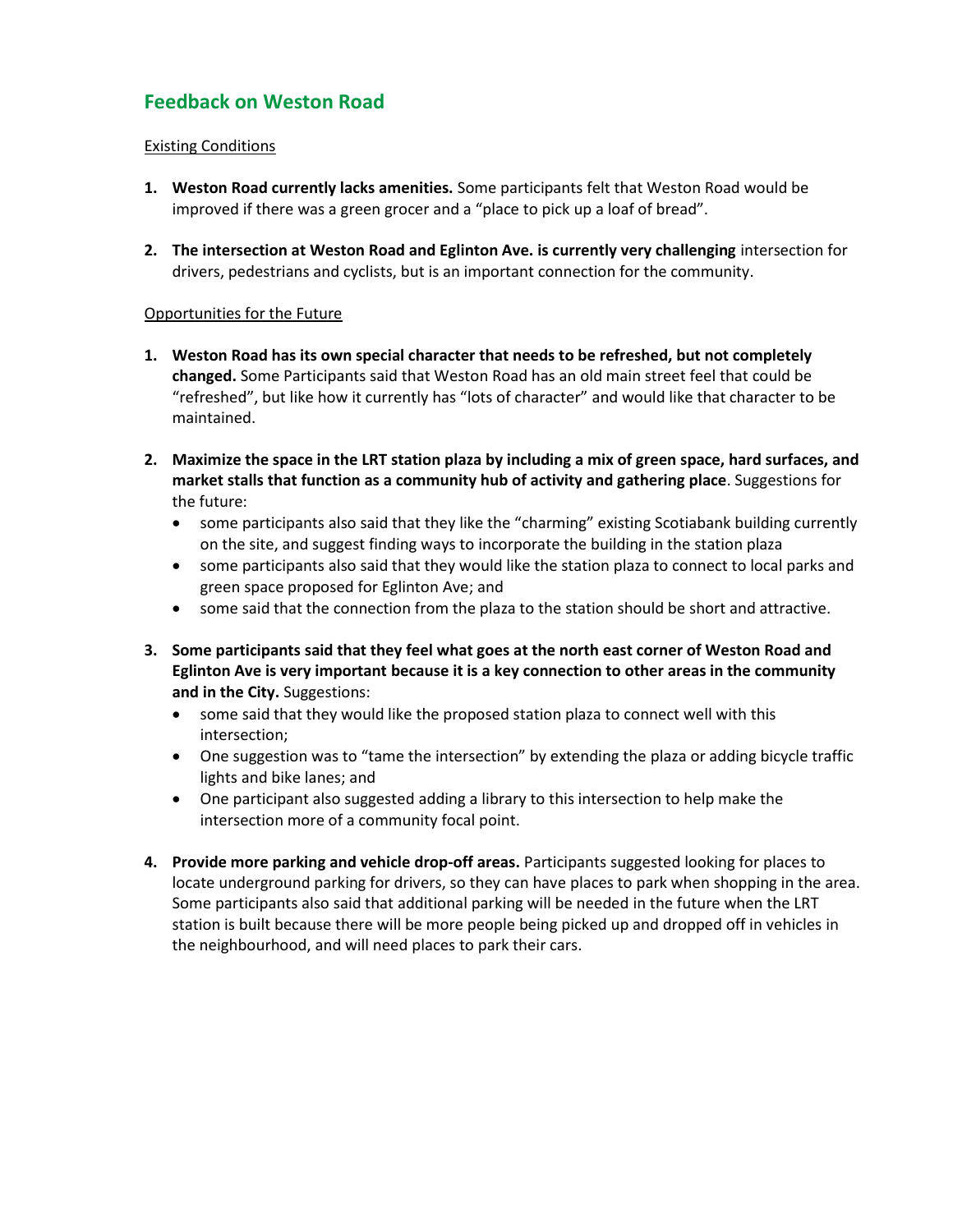## Feedback on Weston Road

Existing Conditions

1. **Weston Road currently lacks amenities.** Some participants felt that Weston Road would be improved if there was a green grocer and a "place to pick up a loaf of bread".

2. **The intersection at Weston Road and Eglinton Ave. is currently very challenging** intersection for drivers, pedestrians and cyclists, but is an important connection for the community.

Opportunities for the Future

1. **Weston Road has its own special character that needs to be refreshed, but not completely changed.** Some Participants said that Weston Road has an old main street feel that could be "refreshed", but like how it currently has "lots of character" and would like that character to be maintained.

2. **Maximize the space in the LRT station plaza by including a mix of green space, hard surfaces, and market stalls that function as a community hub of activity and gathering place**. Suggestions for the future:
   - some participants also said that they like the "charming" existing Scotiabank building currently on the site, and suggest finding ways to incorporate the building in the station plaza
   - some participants also said that they would like the station plaza to connect to local parks and green space proposed for Eglinton Ave; and
   - some said that the connection from the plaza to the station should be short and attractive.

3. **Some participants said that they feel what goes at the north east corner of Weston Road and Eglinton Ave is very important because it is a key connection to other areas in the community and in the City.** Suggestions:
   - some said that they would like the proposed station plaza to connect well with this intersection;
   - One suggestion was to "tame the intersection" by extending the plaza or adding bicycle traffic lights and bike lanes; and
   - One participant also suggested adding a library to this intersection to help make the intersection more of a community focal point.

4. **Provide more parking and vehicle drop-off areas.** Participants suggested looking for places to locate underground parking for drivers, so they can have places to park when shopping in the area. Some participants also said that additional parking will be needed in the future when the LRT station is built because there will be more people being picked up and dropped off in vehicles in the neighbourhood, and will need places to park their cars.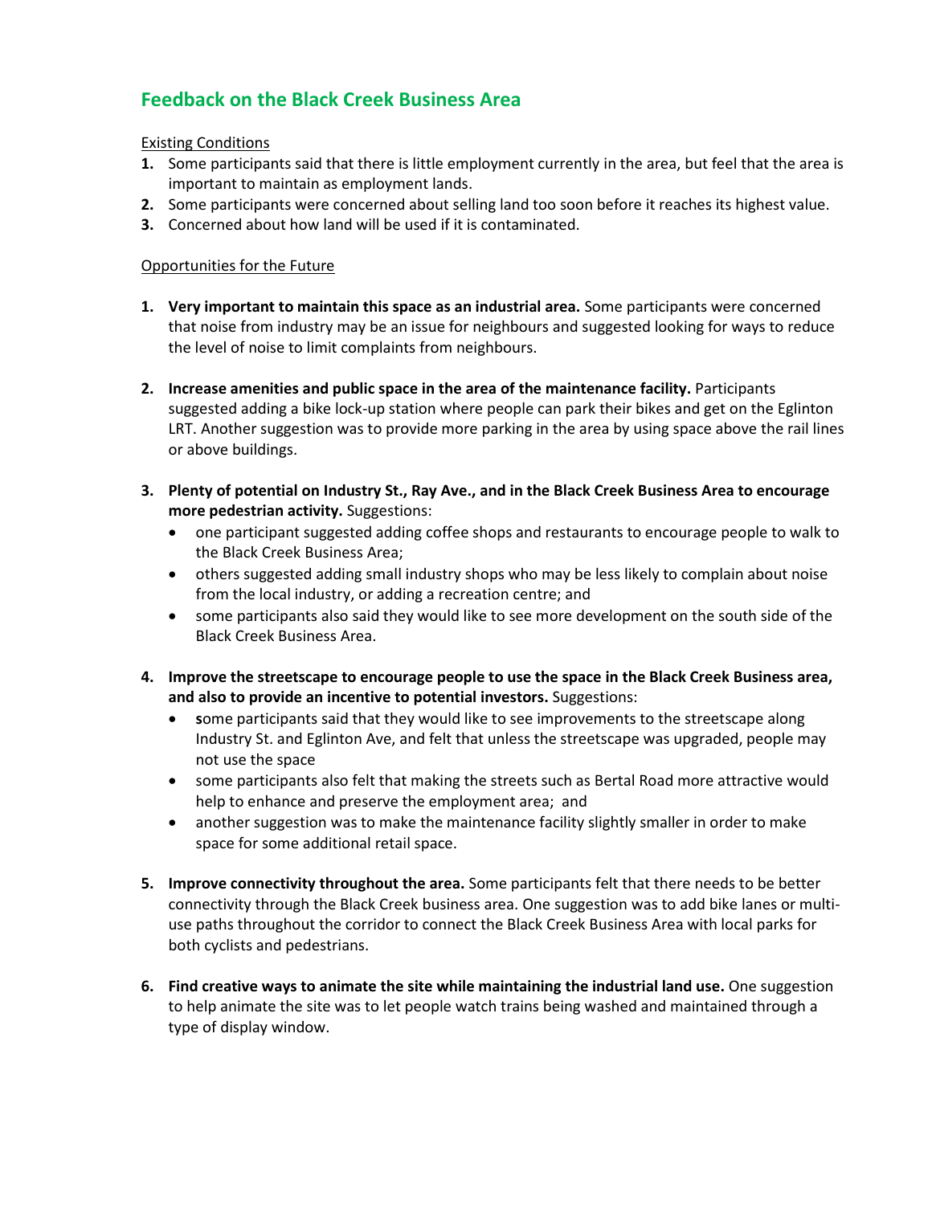## Feedback on the Black Creek Business Area

Existing Conditions

1. Some participants said that there is little employment currently in the area, but feel that the area is important to maintain as employment lands.
2. Some participants were concerned about selling land too soon before it reaches its highest value.
3. Concerned about how land will be used if it is contaminated.

Opportunities for the Future

1. **Very important to maintain this space as an industrial area.** Some participants were concerned that noise from industry may be an issue for neighbours and suggested looking for ways to reduce the level of noise to limit complaints from neighbours.

2. **Increase amenities and public space in the area of the maintenance facility.** Participants suggested adding a bike lock-up station where people can park their bikes and get on the Eglinton LRT. Another suggestion was to provide more parking in the area by using space above the rail lines or above buildings.

3. **Plenty of potential on Industry St., Ray Ave., and in the Black Creek Business Area to encourage more pedestrian activity.** Suggestions:
   - one participant suggested adding coffee shops and restaurants to encourage people to walk to the Black Creek Business Area;
   - others suggested adding small industry shops who may be less likely to complain about noise from the local industry, or adding a recreation centre; and
   - some participants also said they would like to see more development on the south side of the Black Creek Business Area.

4. **Improve the streetscape to encourage people to use the space in the Black Creek Business area, and also to provide an incentive to potential investors.** Suggestions:
   - some participants said that they would like to see improvements to the streetscape along Industry St. and Eglinton Ave, and felt that unless the streetscape was upgraded, people may not use the space
   - some participants also felt that making the streets such as Bertal Road more attractive would help to enhance and preserve the employment area; and
   - another suggestion was to make the maintenance facility slightly smaller in order to make space for some additional retail space.

5. **Improve connectivity throughout the area.** Some participants felt that there needs to be better connectivity through the Black Creek business area. One suggestion was to add bike lanes or multi-use paths throughout the corridor to connect the Black Creek Business Area with local parks for both cyclists and pedestrians.

6. **Find creative ways to animate the site while maintaining the industrial land use.** One suggestion to help animate the site was to let people watch trains being washed and maintained through a type of display window.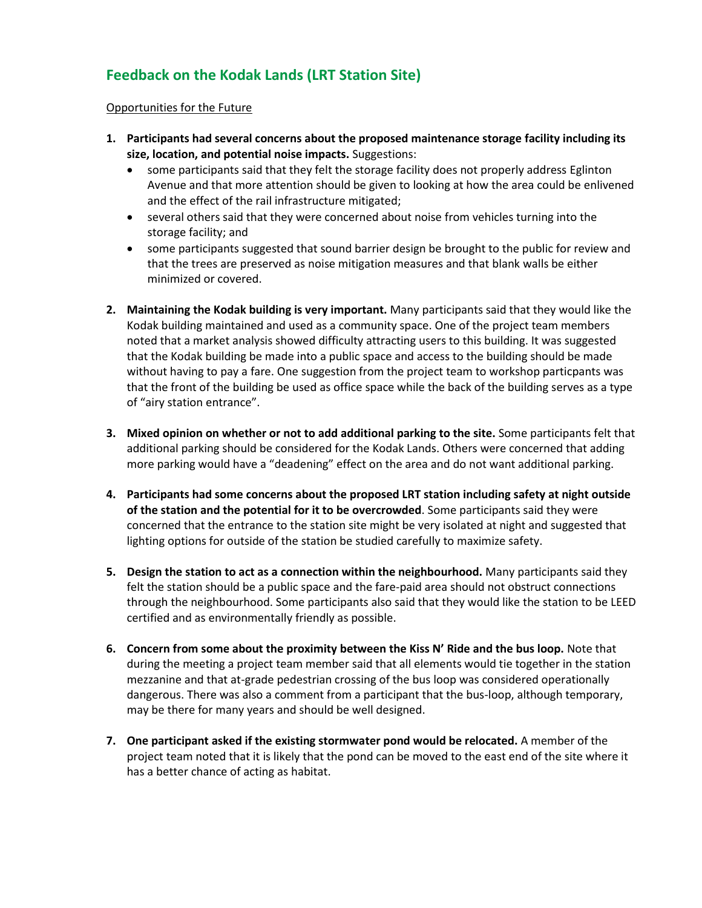## Feedback on the Kodak Lands (LRT Station Site)

Opportunities for the Future

1. **Participants had several concerns about the proposed maintenance storage facility including its size, location, and potential noise impacts.** Suggestions:
   - some participants said that they felt the storage facility does not properly address Eglinton Avenue and that more attention should be given to looking at how the area could be enlivened and the effect of the rail infrastructure mitigated;
   - several others said that they were concerned about noise from vehicles turning into the storage facility; and
   - some participants suggested that sound barrier design be brought to the public for review and that the trees are preserved as noise mitigation measures and that blank walls be either minimized or covered.

2. **Maintaining the Kodak building is very important.** Many participants said that they would like the Kodak building maintained and used as a community space. One of the project team members noted that a market analysis showed difficulty attracting users to this building. It was suggested that the Kodak building be made into a public space and access to the building should be made without having to pay a fare. One suggestion from the project team to workshop particpants was that the front of the building be used as office space while the back of the building serves as a type of "airy station entrance".

3. **Mixed opinion on whether or not to add additional parking to the site.** Some participants felt that additional parking should be considered for the Kodak Lands. Others were concerned that adding more parking would have a "deadening" effect on the area and do not want additional parking.

4. **Participants had some concerns about the proposed LRT station including safety at night outside of the station and the potential for it to be overcrowded**. Some participants said they were concerned that the entrance to the station site might be very isolated at night and suggested that lighting options for outside of the station be studied carefully to maximize safety.

5. **Design the station to act as a connection within the neighbourhood.** Many participants said they felt the station should be a public space and the fare-paid area should not obstruct connections through the neighbourhood. Some participants also said that they would like the station to be LEED certified and as environmentally friendly as possible.

6. **Concern from some about the proximity between the Kiss N' Ride and the bus loop.** Note that during the meeting a project team member said that all elements would tie together in the station mezzanine and that at-grade pedestrian crossing of the bus loop was considered operationally dangerous. There was also a comment from a participant that the bus-loop, although temporary, may be there for many years and should be well designed.

7. **One participant asked if the existing stormwater pond would be relocated.** A member of the project team noted that it is likely that the pond can be moved to the east end of the site where it has a better chance of acting as habitat.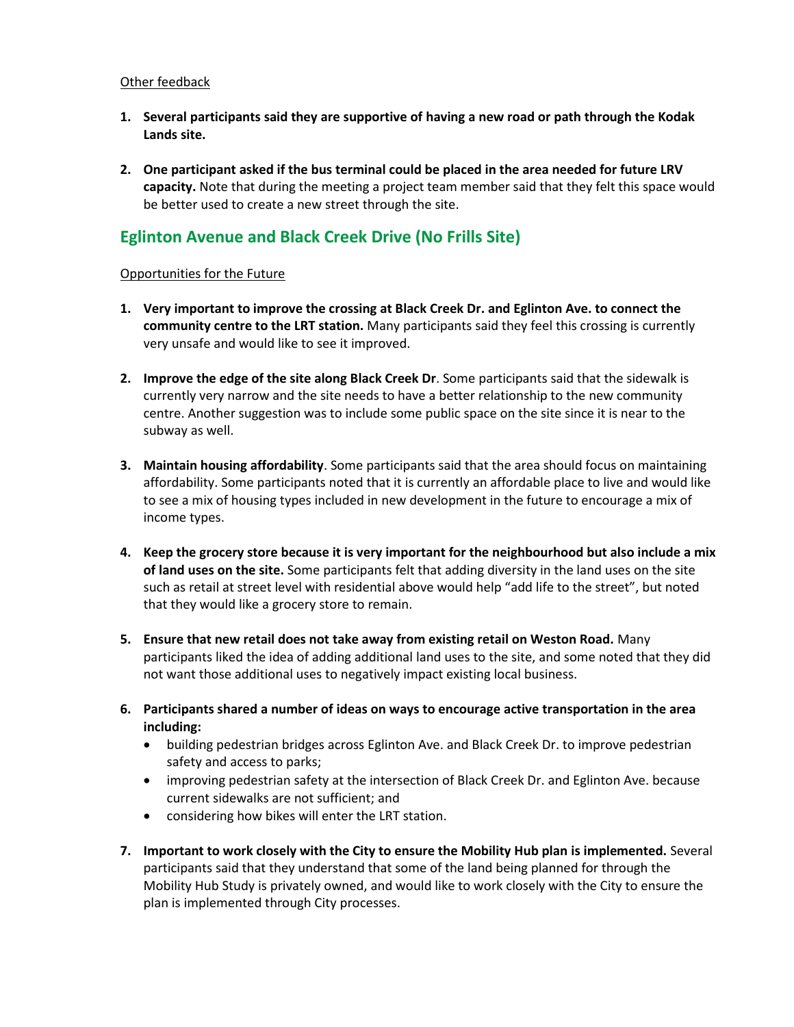Other feedback

1. **Several participants said they are supportive of having a new road or path through the Kodak Lands site.**

2. **One participant asked if the bus terminal could be placed in the area needed for future LRV capacity.** Note that during the meeting a project team member said that they felt this space would be better used to create a new street through the site.

## Eglinton Avenue and Black Creek Drive (No Frills Site)

Opportunities for the Future

1. **Very important to improve the crossing at Black Creek Dr. and Eglinton Ave. to connect the community centre to the LRT station.** Many participants said they feel this crossing is currently very unsafe and would like to see it improved.

2. **Improve the edge of the site along Black Creek Dr**. Some participants said that the sidewalk is currently very narrow and the site needs to have a better relationship to the new community centre. Another suggestion was to include some public space on the site since it is near to the subway as well.

3. **Maintain housing affordability**. Some participants said that the area should focus on maintaining affordability. Some participants noted that it is currently an affordable place to live and would like to see a mix of housing types included in new development in the future to encourage a mix of income types.

4. **Keep the grocery store because it is very important for the neighbourhood but also include a mix of land uses on the site.** Some participants felt that adding diversity in the land uses on the site such as retail at street level with residential above would help "add life to the street", but noted that they would like a grocery store to remain.

5. **Ensure that new retail does not take away from existing retail on Weston Road.** Many participants liked the idea of adding additional land uses to the site, and some noted that they did not want those additional uses to negatively impact existing local business.

6. **Participants shared a number of ideas on ways to encourage active transportation in the area including:**
   - building pedestrian bridges across Eglinton Ave. and Black Creek Dr. to improve pedestrian safety and access to parks;
   - improving pedestrian safety at the intersection of Black Creek Dr. and Eglinton Ave. because current sidewalks are not sufficient; and
   - considering how bikes will enter the LRT station.

7. **Important to work closely with the City to ensure the Mobility Hub plan is implemented.** Several participants said that they understand that some of the land being planned for through the Mobility Hub Study is privately owned, and would like to work closely with the City to ensure the plan is implemented through City processes.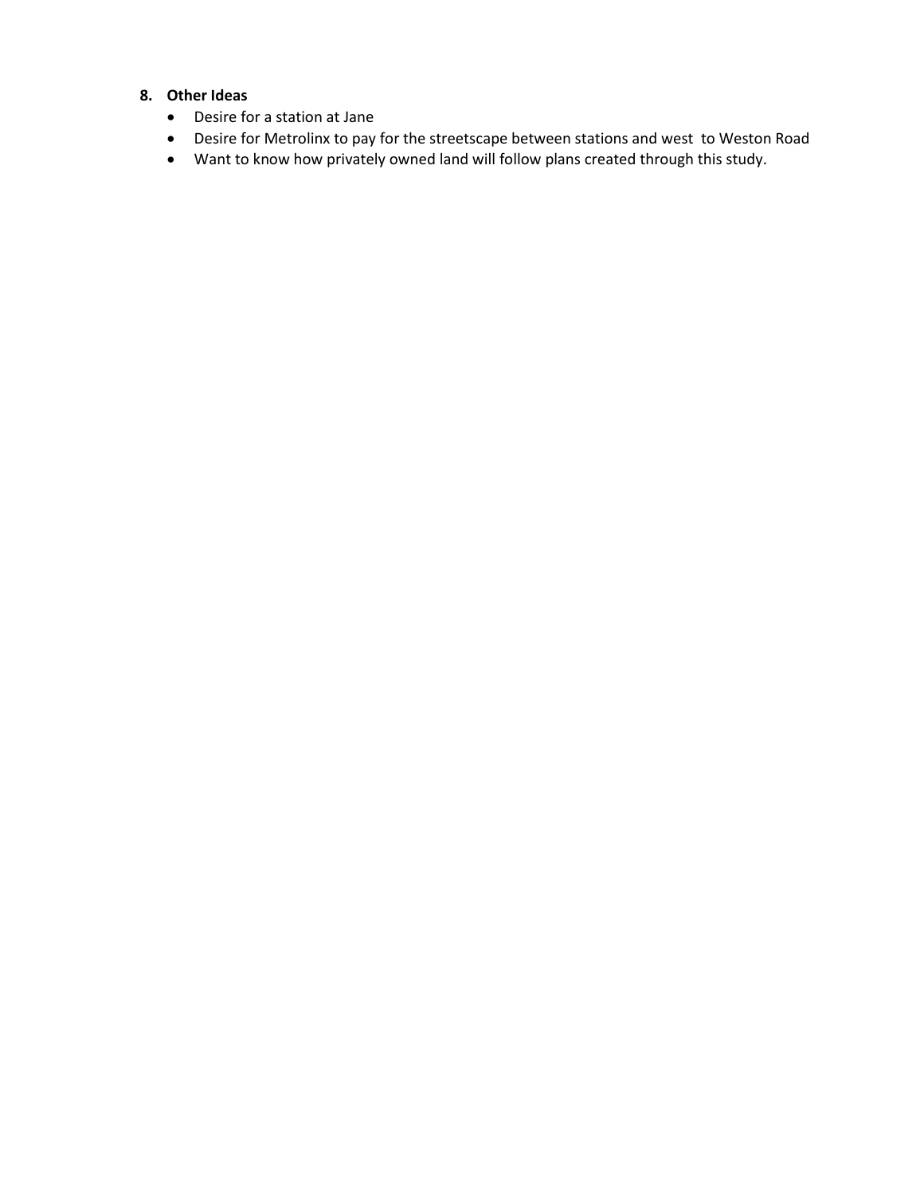**8. Other Ideas**

- Desire for a station at Jane
- Desire for Metrolinx to pay for the streetscape between stations and west to Weston Road
- Want to know how privately owned land will follow plans created through this study.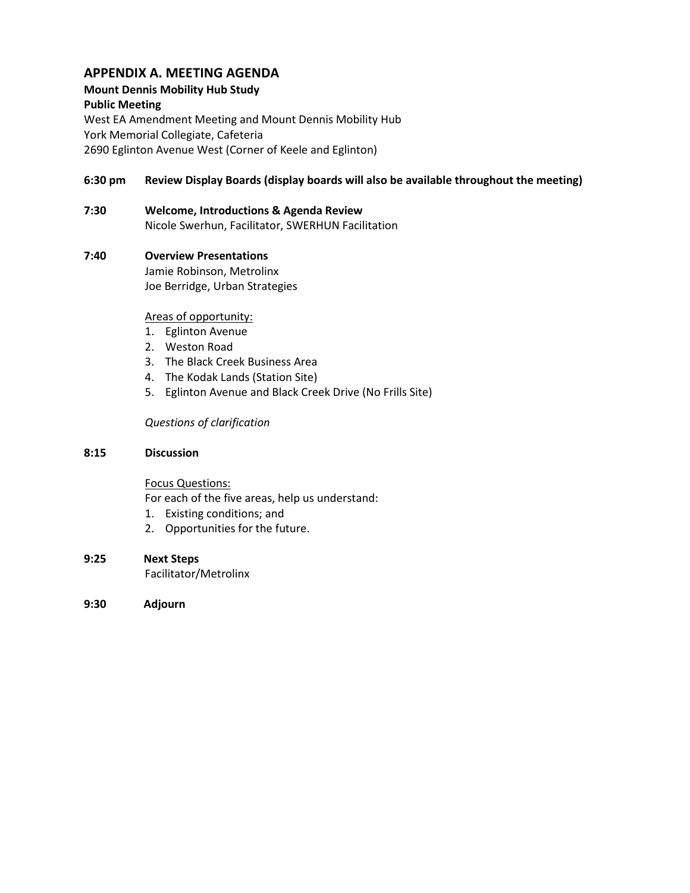## APPENDIX A. MEETING AGENDA

**Mount Dennis Mobility Hub Study**
**Public Meeting**
West EA Amendment Meeting and Mount Dennis Mobility Hub
York Memorial Collegiate, Cafeteria
2690 Eglinton Avenue West (Corner of Keele and Eglinton)

**6:30 pm Review Display Boards (display boards will also be available throughout the meeting)**

**7:30 Welcome, Introductions & Agenda Review**
Nicole Swerhun, Facilitator, SWERHUN Facilitation

**7:40 Overview Presentations**
Jamie Robinson, Metrolinx
Joe Berridge, Urban Strategies

Areas of opportunity:

1. Eglinton Avenue
2. Weston Road
3. The Black Creek Business Area
4. The Kodak Lands (Station Site)
5. Eglinton Avenue and Black Creek Drive (No Frills Site)

*Questions of clarification*

**8:15 Discussion**

Focus Questions:
For each of the five areas, help us understand:

1. Existing conditions; and
2. Opportunities for the future.

**9:25 Next Steps**
Facilitator/Metrolinx

**9:30 Adjourn**